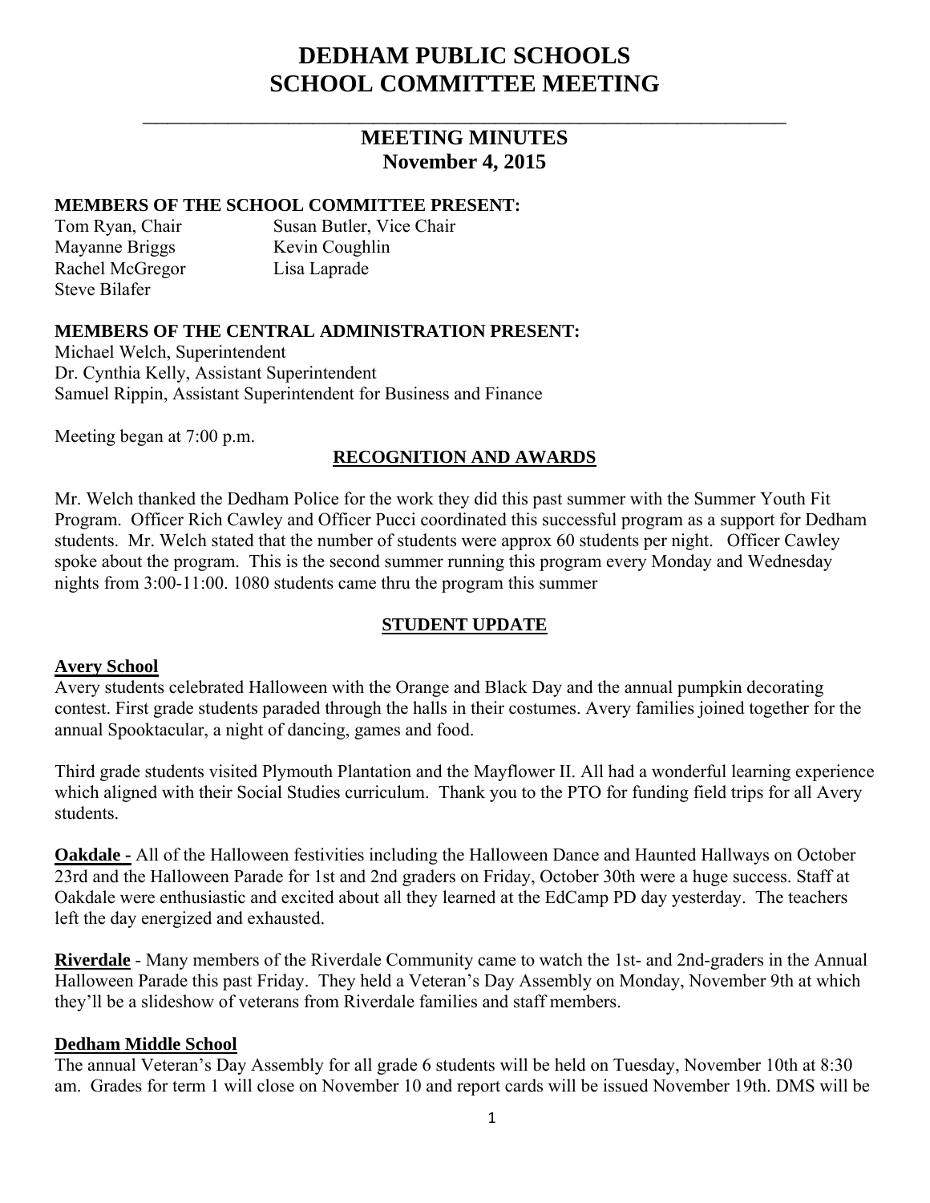# DEDHAM PUBLIC SCHOOLS
# SCHOOL COMMITTEE MEETING

---

## MEETING MINUTES
## November 4, 2015

**MEMBERS OF THE SCHOOL COMMITTEE PRESENT:**

Tom Ryan, Chair
Susan Butler, Vice Chair
Mayanne Briggs
Kevin Coughlin
Rachel McGregor
Lisa Laprade
Steve Bilafer

**MEMBERS OF THE CENTRAL ADMINISTRATION PRESENT:**

Michael Welch, Superintendent
Dr. Cynthia Kelly, Assistant Superintendent
Samuel Rippin, Assistant Superintendent for Business and Finance

Meeting began at 7:00 p.m.

### RECOGNITION AND AWARDS

Mr. Welch thanked the Dedham Police for the work they did this past summer with the Summer Youth Fit Program. Officer Rich Cawley and Officer Pucci coordinated this successful program as a support for Dedham students. Mr. Welch stated that the number of students were approx 60 students per night. Officer Cawley spoke about the program. This is the second summer running this program every Monday and Wednesday nights from 3:00-11:00. 1080 students came thru the program this summer

### STUDENT UPDATE

**Avery School**

Avery students celebrated Halloween with the Orange and Black Day and the annual pumpkin decorating contest. First grade students paraded through the halls in their costumes. Avery families joined together for the annual Spooktacular, a night of dancing, games and food.

Third grade students visited Plymouth Plantation and the Mayflower II. All had a wonderful learning experience which aligned with their Social Studies curriculum. Thank you to the PTO for funding field trips for all Avery students.

**Oakdale -** All of the Halloween festivities including the Halloween Dance and Haunted Hallways on October 23rd and the Halloween Parade for 1st and 2nd graders on Friday, October 30th were a huge success. Staff at Oakdale were enthusiastic and excited about all they learned at the EdCamp PD day yesterday. The teachers left the day energized and exhausted.

**Riverdale** - Many members of the Riverdale Community came to watch the 1st- and 2nd-graders in the Annual Halloween Parade this past Friday. They held a Veteran's Day Assembly on Monday, November 9th at which they'll be a slideshow of veterans from Riverdale families and staff members.

**Dedham Middle School**

The annual Veteran's Day Assembly for all grade 6 students will be held on Tuesday, November 10th at 8:30 am. Grades for term 1 will close on November 10 and report cards will be issued November 19th. DMS will be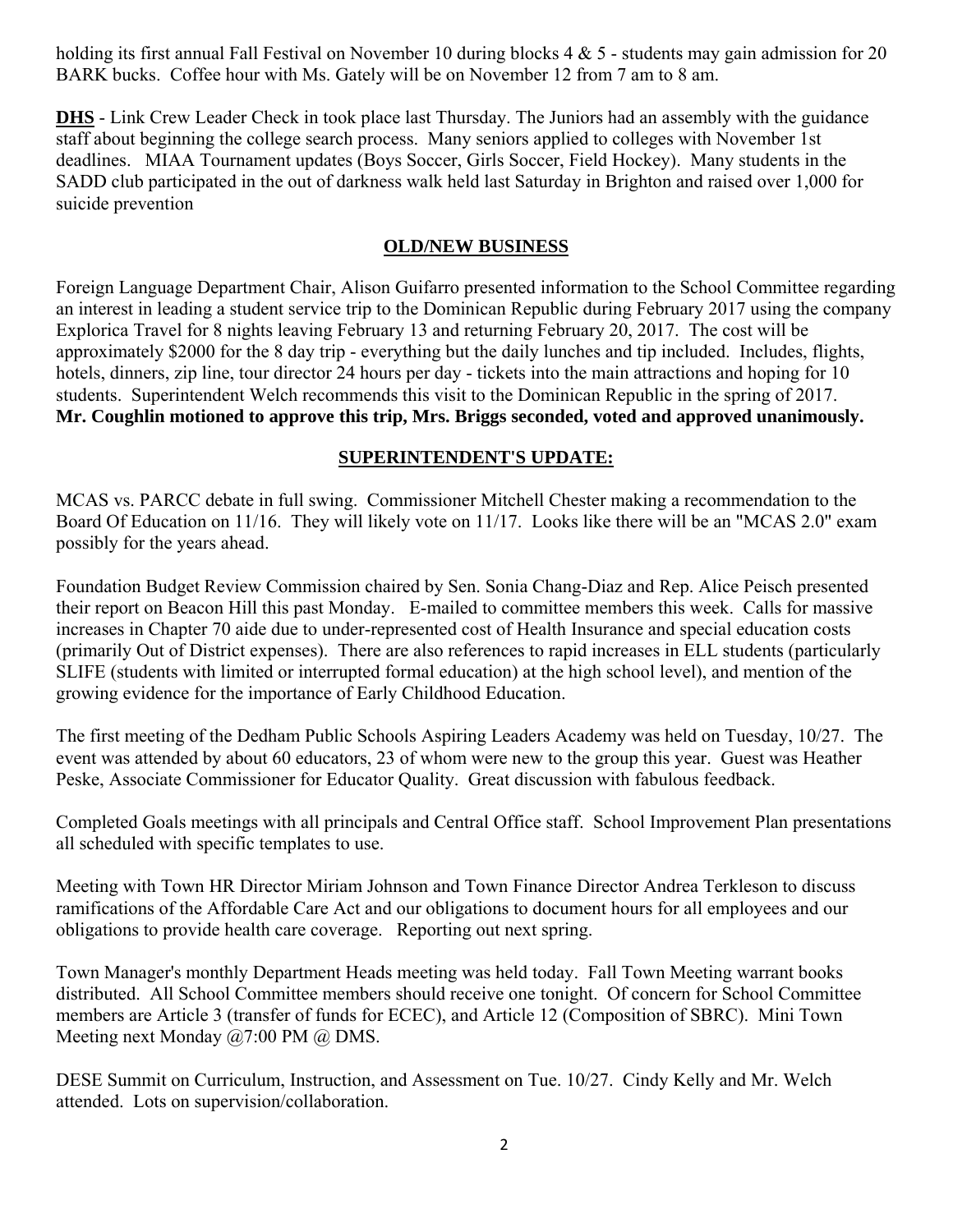holding its first annual Fall Festival on November 10 during blocks 4 & 5 - students may gain admission for 20 BARK bucks. Coffee hour with Ms. Gately will be on November 12 from 7 am to 8 am.

**DHS** - Link Crew Leader Check in took place last Thursday. The Juniors had an assembly with the guidance staff about beginning the college search process. Many seniors applied to colleges with November 1st deadlines. MIAA Tournament updates (Boys Soccer, Girls Soccer, Field Hockey). Many students in the SADD club participated in the out of darkness walk held last Saturday in Brighton and raised over 1,000 for suicide prevention

## OLD/NEW BUSINESS

Foreign Language Department Chair, Alison Guifarro presented information to the School Committee regarding an interest in leading a student service trip to the Dominican Republic during February 2017 using the company Explorica Travel for 8 nights leaving February 13 and returning February 20, 2017. The cost will be approximately $2000 for the 8 day trip - everything but the daily lunches and tip included. Includes, flights, hotels, dinners, zip line, tour director 24 hours per day - tickets into the main attractions and hoping for 10 students. Superintendent Welch recommends this visit to the Dominican Republic in the spring of 2017. **Mr. Coughlin motioned to approve this trip, Mrs. Briggs seconded, voted and approved unanimously.**

## SUPERINTENDENT'S UPDATE:

MCAS vs. PARCC debate in full swing. Commissioner Mitchell Chester making a recommendation to the Board Of Education on 11/16. They will likely vote on 11/17. Looks like there will be an "MCAS 2.0" exam possibly for the years ahead.

Foundation Budget Review Commission chaired by Sen. Sonia Chang-Diaz and Rep. Alice Peisch presented their report on Beacon Hill this past Monday. E-mailed to committee members this week. Calls for massive increases in Chapter 70 aide due to under-represented cost of Health Insurance and special education costs (primarily Out of District expenses). There are also references to rapid increases in ELL students (particularly SLIFE (students with limited or interrupted formal education) at the high school level), and mention of the growing evidence for the importance of Early Childhood Education.

The first meeting of the Dedham Public Schools Aspiring Leaders Academy was held on Tuesday, 10/27. The event was attended by about 60 educators, 23 of whom were new to the group this year. Guest was Heather Peske, Associate Commissioner for Educator Quality. Great discussion with fabulous feedback.

Completed Goals meetings with all principals and Central Office staff. School Improvement Plan presentations all scheduled with specific templates to use.

Meeting with Town HR Director Miriam Johnson and Town Finance Director Andrea Terkleson to discuss ramifications of the Affordable Care Act and our obligations to document hours for all employees and our obligations to provide health care coverage. Reporting out next spring.

Town Manager's monthly Department Heads meeting was held today. Fall Town Meeting warrant books distributed. All School Committee members should receive one tonight. Of concern for School Committee members are Article 3 (transfer of funds for ECEC), and Article 12 (Composition of SBRC). Mini Town Meeting next Monday @7:00 PM @ DMS.

DESE Summit on Curriculum, Instruction, and Assessment on Tue. 10/27. Cindy Kelly and Mr. Welch attended. Lots on supervision/collaboration.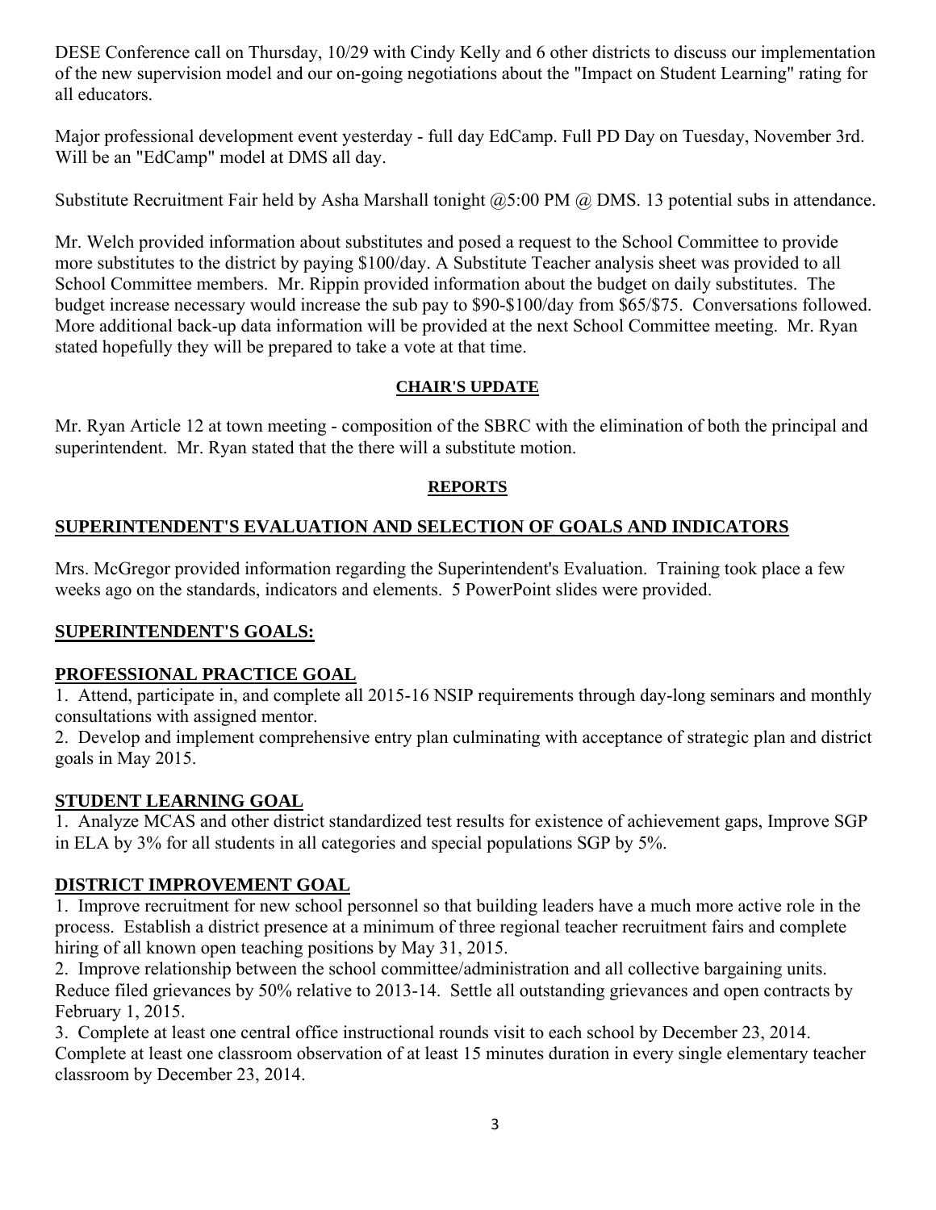DESE Conference call on Thursday, 10/29 with Cindy Kelly and 6 other districts to discuss our implementation of the new supervision model and our on-going negotiations about the "Impact on Student Learning" rating for all educators.

Major professional development event yesterday - full day EdCamp. Full PD Day on Tuesday, November 3rd. Will be an "EdCamp" model at DMS all day.

Substitute Recruitment Fair held by Asha Marshall tonight @5:00 PM @ DMS. 13 potential subs in attendance.

Mr. Welch provided information about substitutes and posed a request to the School Committee to provide more substitutes to the district by paying $100/day. A Substitute Teacher analysis sheet was provided to all School Committee members. Mr. Rippin provided information about the budget on daily substitutes. The budget increase necessary would increase the sub pay to $90-$100/day from $65/$75. Conversations followed. More additional back-up data information will be provided at the next School Committee meeting. Mr. Ryan stated hopefully they will be prepared to take a vote at that time.

## CHAIR'S UPDATE

Mr. Ryan Article 12 at town meeting - composition of the SBRC with the elimination of both the principal and superintendent. Mr. Ryan stated that the there will a substitute motion.

## REPORTS

## SUPERINTENDENT'S EVALUATION AND SELECTION OF GOALS AND INDICATORS

Mrs. McGregor provided information regarding the Superintendent's Evaluation. Training took place a few weeks ago on the standards, indicators and elements. 5 PowerPoint slides were provided.

## SUPERINTENDENT'S GOALS:

### PROFESSIONAL PRACTICE GOAL

1. Attend, participate in, and complete all 2015-16 NSIP requirements through day-long seminars and monthly consultations with assigned mentor.
2. Develop and implement comprehensive entry plan culminating with acceptance of strategic plan and district goals in May 2015.

### STUDENT LEARNING GOAL

1. Analyze MCAS and other district standardized test results for existence of achievement gaps, Improve SGP in ELA by 3% for all students in all categories and special populations SGP by 5%.

### DISTRICT IMPROVEMENT GOAL

1. Improve recruitment for new school personnel so that building leaders have a much more active role in the process. Establish a district presence at a minimum of three regional teacher recruitment fairs and complete hiring of all known open teaching positions by May 31, 2015.
2. Improve relationship between the school committee/administration and all collective bargaining units. Reduce filed grievances by 50% relative to 2013-14. Settle all outstanding grievances and open contracts by February 1, 2015.
3. Complete at least one central office instructional rounds visit to each school by December 23, 2014. Complete at least one classroom observation of at least 15 minutes duration in every single elementary teacher classroom by December 23, 2014.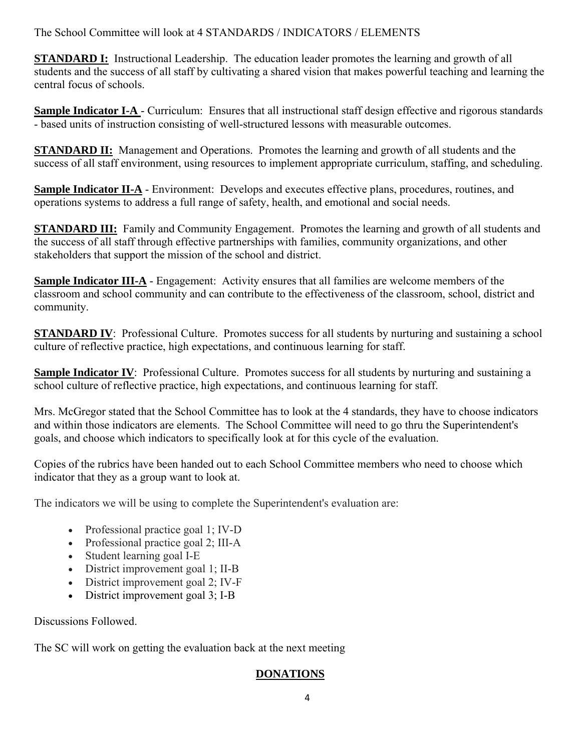The School Committee will look at 4 STANDARDS / INDICATORS / ELEMENTS

**STANDARD I:** Instructional Leadership. The education leader promotes the learning and growth of all students and the success of all staff by cultivating a shared vision that makes powerful teaching and learning the central focus of schools.

**Sample Indicator I-A** - Curriculum: Ensures that all instructional staff design effective and rigorous standards - based units of instruction consisting of well-structured lessons with measurable outcomes.

**STANDARD II:** Management and Operations. Promotes the learning and growth of all students and the success of all staff environment, using resources to implement appropriate curriculum, staffing, and scheduling.

**Sample Indicator II-A** - Environment: Develops and executes effective plans, procedures, routines, and operations systems to address a full range of safety, health, and emotional and social needs.

**STANDARD III:** Family and Community Engagement. Promotes the learning and growth of all students and the success of all staff through effective partnerships with families, community organizations, and other stakeholders that support the mission of the school and district.

**Sample Indicator III-A** - Engagement: Activity ensures that all families are welcome members of the classroom and school community and can contribute to the effectiveness of the classroom, school, district and community.

**STANDARD IV**: Professional Culture. Promotes success for all students by nurturing and sustaining a school culture of reflective practice, high expectations, and continuous learning for staff.

**Sample Indicator IV**: Professional Culture. Promotes success for all students by nurturing and sustaining a school culture of reflective practice, high expectations, and continuous learning for staff.

Mrs. McGregor stated that the School Committee has to look at the 4 standards, they have to choose indicators and within those indicators are elements. The School Committee will need to go thru the Superintendent's goals, and choose which indicators to specifically look at for this cycle of the evaluation.

Copies of the rubrics have been handed out to each School Committee members who need to choose which indicator that they as a group want to look at.

The indicators we will be using to complete the Superintendent's evaluation are:

- Professional practice goal 1; IV-D
- Professional practice goal 2; III-A
- Student learning goal I-E
- District improvement goal 1; II-B
- District improvement goal 2; IV-F
- District improvement goal 3; I-B

Discussions Followed.

The SC will work on getting the evaluation back at the next meeting

## DONATIONS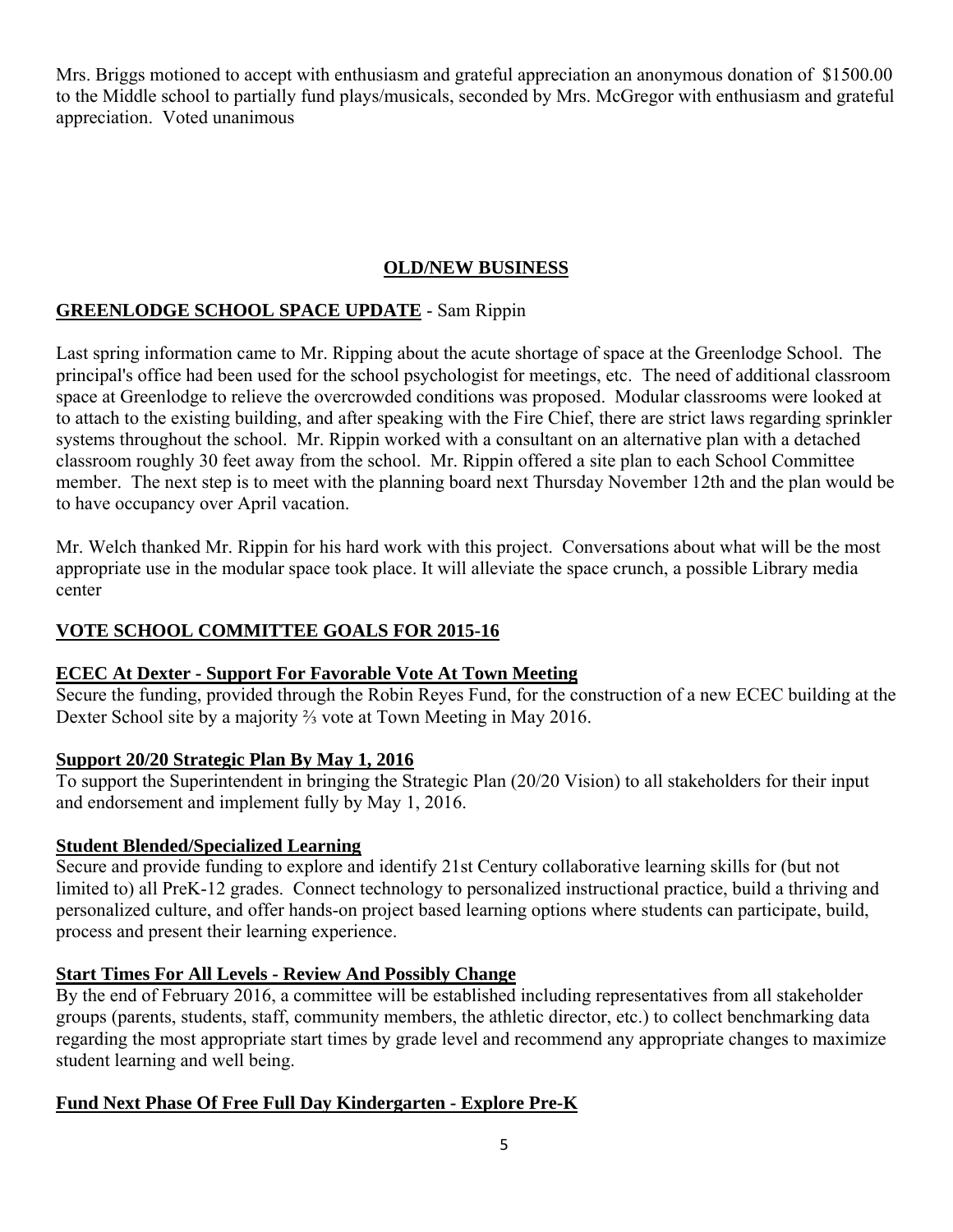Mrs. Briggs motioned to accept with enthusiasm and grateful appreciation an anonymous donation of $1500.00 to the Middle school to partially fund plays/musicals, seconded by Mrs. McGregor with enthusiasm and grateful appreciation. Voted unanimous

## OLD/NEW BUSINESS

### GREENLODGE SCHOOL SPACE UPDATE - Sam Rippin

Last spring information came to Mr. Ripping about the acute shortage of space at the Greenlodge School. The principal's office had been used for the school psychologist for meetings, etc. The need of additional classroom space at Greenlodge to relieve the overcrowded conditions was proposed. Modular classrooms were looked at to attach to the existing building, and after speaking with the Fire Chief, there are strict laws regarding sprinkler systems throughout the school. Mr. Rippin worked with a consultant on an alternative plan with a detached classroom roughly 30 feet away from the school. Mr. Rippin offered a site plan to each School Committee member. The next step is to meet with the planning board next Thursday November 12th and the plan would be to have occupancy over April vacation.

Mr. Welch thanked Mr. Rippin for his hard work with this project. Conversations about what will be the most appropriate use in the modular space took place. It will alleviate the space crunch, a possible Library media center

### VOTE SCHOOL COMMITTEE GOALS FOR 2015-16

#### ECEC At Dexter - Support For Favorable Vote At Town Meeting

Secure the funding, provided through the Robin Reyes Fund, for the construction of a new ECEC building at the Dexter School site by a majority ⅔ vote at Town Meeting in May 2016.

#### Support 20/20 Strategic Plan By May 1, 2016

To support the Superintendent in bringing the Strategic Plan (20/20 Vision) to all stakeholders for their input and endorsement and implement fully by May 1, 2016.

#### Student Blended/Specialized Learning

Secure and provide funding to explore and identify 21st Century collaborative learning skills for (but not limited to) all PreK-12 grades. Connect technology to personalized instructional practice, build a thriving and personalized culture, and offer hands-on project based learning options where students can participate, build, process and present their learning experience.

#### Start Times For All Levels - Review And Possibly Change

By the end of February 2016, a committee will be established including representatives from all stakeholder groups (parents, students, staff, community members, the athletic director, etc.) to collect benchmarking data regarding the most appropriate start times by grade level and recommend any appropriate changes to maximize student learning and well being.

#### Fund Next Phase Of Free Full Day Kindergarten - Explore Pre-K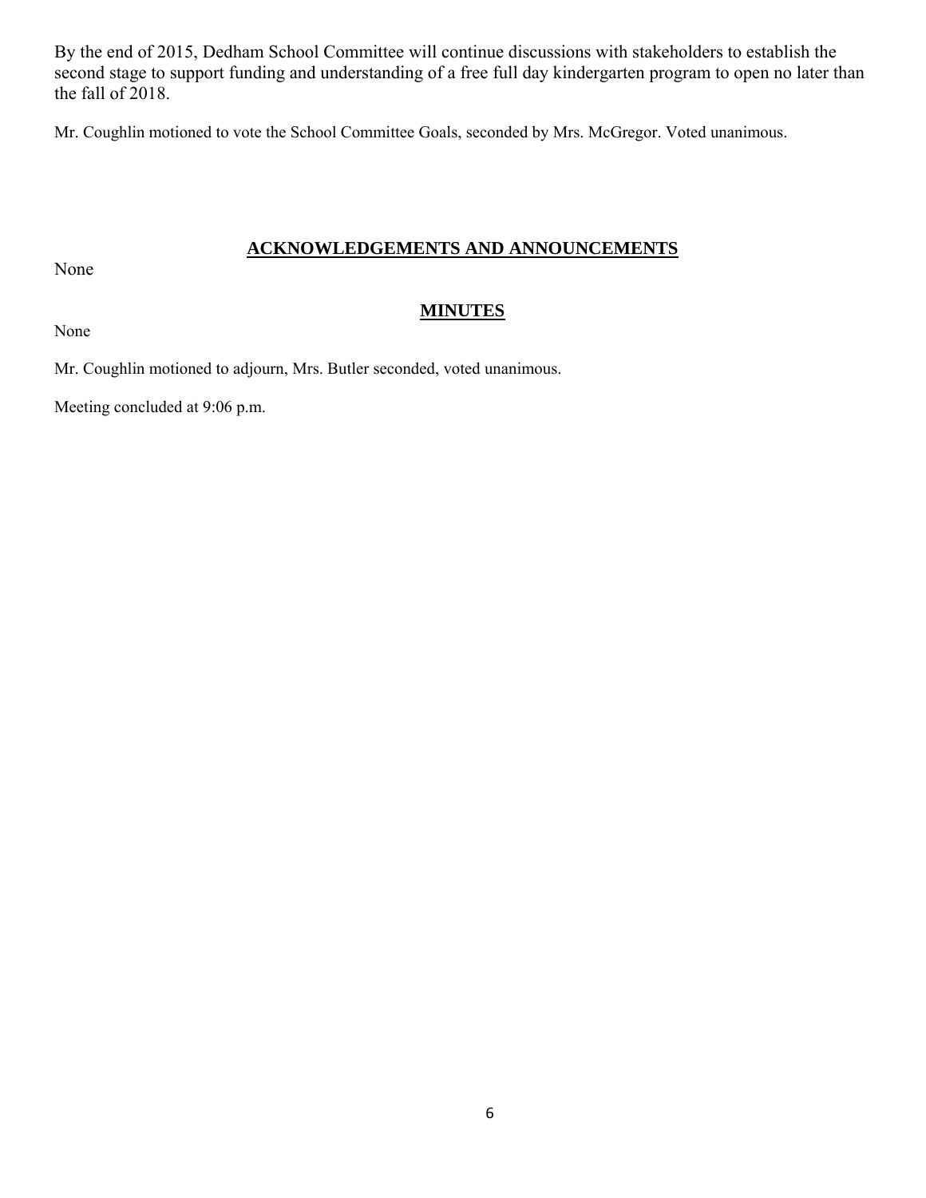By the end of 2015, Dedham School Committee will continue discussions with stakeholders to establish the second stage to support funding and understanding of a free full day kindergarten program to open no later than the fall of 2018.

Mr. Coughlin motioned to vote the School Committee Goals, seconded by Mrs. McGregor. Voted unanimous.

## ACKNOWLEDGEMENTS AND ANNOUNCEMENTS

None

## MINUTES

None

Mr. Coughlin motioned to adjourn, Mrs. Butler seconded, voted unanimous.

Meeting concluded at 9:06 p.m.